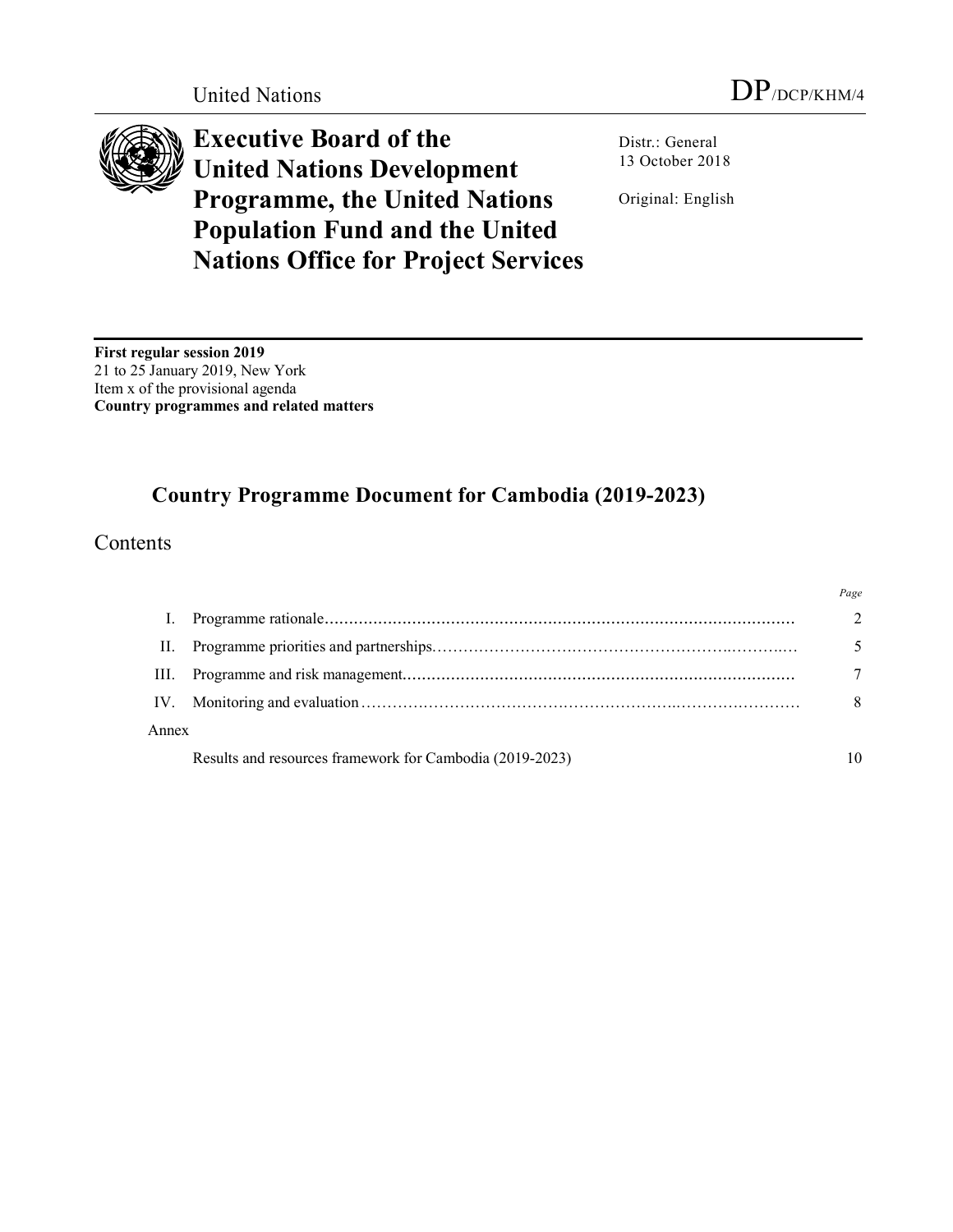United Nations DP/DCP/KHM/4

# Executive Board of the United Nations Development Programme, the United Nations Population Fund and the United Nations Office for Project Services

Distr.: General
13 October 2018

Original: English

**First regular session 2019**
21 to 25 January 2019, New York
Item x of the provisional agenda
**Country programmes and related matters**

## Country Programme Document for Cambodia (2019-2023)

### Contents

| | | Page |
|---|---|---|
| I. | Programme rationale | 2 |
| II. | Programme priorities and partnerships | 5 |
| III. | Programme and risk management | 7 |
| IV. | Monitoring and evaluation | 8 |
| Annex | | |
| | Results and resources framework for Cambodia (2019-2023) | 10 |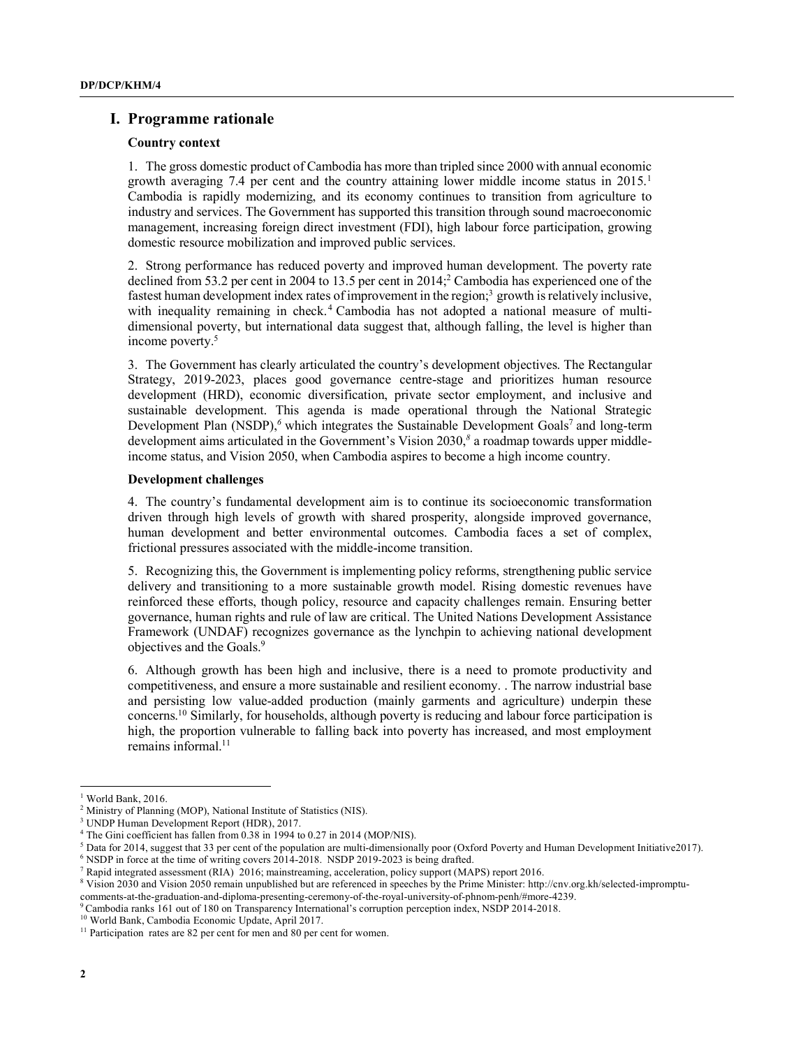# I. Programme rationale

### Country context

1. The gross domestic product of Cambodia has more than tripled since 2000 with annual economic growth averaging 7.4 per cent and the country attaining lower middle income status in 2015.[1] Cambodia is rapidly modernizing, and its economy continues to transition from agriculture to industry and services. The Government has supported this transition through sound macroeconomic management, increasing foreign direct investment (FDI), high labour force participation, growing domestic resource mobilization and improved public services.

2. Strong performance has reduced poverty and improved human development. The poverty rate declined from 53.2 per cent in 2004 to 13.5 per cent in 2014;[2] Cambodia has experienced one of the fastest human development index rates of improvement in the region;[3] growth is relatively inclusive, with inequality remaining in check.[4] Cambodia has not adopted a national measure of multi-dimensional poverty, but international data suggest that, although falling, the level is higher than income poverty.[5]

3. The Government has clearly articulated the country's development objectives. The Rectangular Strategy, 2019-2023, places good governance centre-stage and prioritizes human resource development (HRD), economic diversification, private sector employment, and inclusive and sustainable development. This agenda is made operational through the National Strategic Development Plan (NSDP),[6] which integrates the Sustainable Development Goals[7] and long-term development aims articulated in the Government's Vision 2030,[8] a roadmap towards upper middle-income status, and Vision 2050, when Cambodia aspires to become a high income country.

### Development challenges

4. The country's fundamental development aim is to continue its socioeconomic transformation driven through high levels of growth with shared prosperity, alongside improved governance, human development and better environmental outcomes. Cambodia faces a set of complex, frictional pressures associated with the middle-income transition.

5. Recognizing this, the Government is implementing policy reforms, strengthening public service delivery and transitioning to a more sustainable growth model. Rising domestic revenues have reinforced these efforts, though policy, resource and capacity challenges remain. Ensuring better governance, human rights and rule of law are critical. The United Nations Development Assistance Framework (UNDAF) recognizes governance as the lynchpin to achieving national development objectives and the Goals.[9]

6. Although growth has been high and inclusive, there is a need to promote productivity and competitiveness, and ensure a more sustainable and resilient economy. . The narrow industrial base and persisting low value-added production (mainly garments and agriculture) underpin these concerns.[10] Similarly, for households, although poverty is reducing and labour force participation is high, the proportion vulnerable to falling back into poverty has increased, and most employment remains informal.[11]

---

[1] World Bank, 2016.

[2] Ministry of Planning (MOP), National Institute of Statistics (NIS).

[3] UNDP Human Development Report (HDR), 2017.

[4] The Gini coefficient has fallen from 0.38 in 1994 to 0.27 in 2014 (MOP/NIS).

[5] Data for 2014, suggest that 33 per cent of the population are multi-dimensionally poor (Oxford Poverty and Human Development Initiative2017).

[6] NSDP in force at the time of writing covers 2014-2018. NSDP 2019-2023 is being drafted.

[7] Rapid integrated assessment (RIA) 2016; mainstreaming, acceleration, policy support (MAPS) report 2016.

[8] Vision 2030 and Vision 2050 remain unpublished but are referenced in speeches by the Prime Minister: http://cnv.org.kh/selected-impromptu-comments-at-the-graduation-and-diploma-presenting-ceremony-of-the-royal-university-of-phnom-penh/#more-4239.

[9] Cambodia ranks 161 out of 180 on Transparency International's corruption perception index, NSDP 2014-2018.

[10] World Bank, Cambodia Economic Update, April 2017.

[11] Participation rates are 82 per cent for men and 80 per cent for women.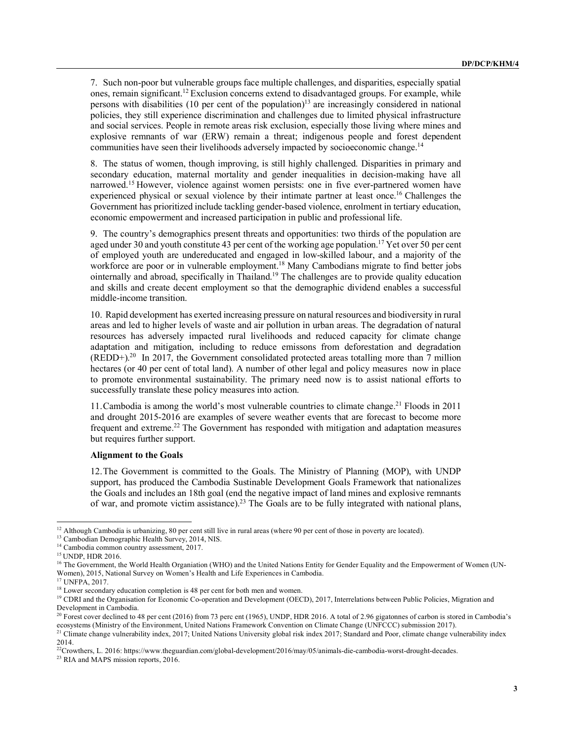7. Such non-poor but vulnerable groups face multiple challenges, and disparities, especially spatial ones, remain significant.[12] Exclusion concerns extend to disadvantaged groups. For example, while persons with disabilities (10 per cent of the population)[13] are increasingly considered in national policies, they still experience discrimination and challenges due to limited physical infrastructure and social services. People in remote areas risk exclusion, especially those living where mines and explosive remnants of war (ERW) remain a threat; indigenous people and forest dependent communities have seen their livelihoods adversely impacted by socioeconomic change.[14]

8. The status of women, though improving, is still highly challenged. Disparities in primary and secondary education, maternal mortality and gender inequalities in decision-making have all narrowed.[15] However, violence against women persists: one in five ever-partnered women have experienced physical or sexual violence by their intimate partner at least once.[16] Challenges the Government has prioritized include tackling gender-based violence, enrolment in tertiary education, economic empowerment and increased participation in public and professional life.

9. The country's demographics present threats and opportunities: two thirds of the population are aged under 30 and youth constitute 43 per cent of the working age population.[17] Yet over 50 per cent of employed youth are undereducated and engaged in low-skilled labour, and a majority of the workforce are poor or in vulnerable employment.[18] Many Cambodians migrate to find better jobs ointernally and abroad, specifically in Thailand.[19] The challenges are to provide quality education and skills and create decent employment so that the demographic dividend enables a successful middle-income transition.

10. Rapid development has exerted increasing pressure on natural resources and biodiversity in rural areas and led to higher levels of waste and air pollution in urban areas. The degradation of natural resources has adversely impacted rural livelihoods and reduced capacity for climate change adaptation and mitigation, including to reduce emissons from deforestation and degradation (REDD+).[20] In 2017, the Government consolidated protected areas totalling more than 7 million hectares (or 40 per cent of total land). A number of other legal and policy measures now in place to promote environmental sustainability. The primary need now is to assist national efforts to successfully translate these policy measures into action.

11. Cambodia is among the world's most vulnerable countries to climate change.[21] Floods in 2011 and drought 2015-2016 are examples of severe weather events that are forecast to become more frequent and extreme.[22] The Government has responded with mitigation and adaptation measures but requires further support.

**Alignment to the Goals**

12. The Government is committed to the Goals. The Ministry of Planning (MOP), with UNDP support, has produced the Cambodia Sustainable Development Goals Framework that nationalizes the Goals and includes an 18th goal (end the negative impact of land mines and explosive remnants of war, and promote victim assistance).[23] The Goals are to be fully integrated with national plans,

---

[12] Although Cambodia is urbanizing, 80 per cent still live in rural areas (where 90 per cent of those in poverty are located).

[13] Cambodian Demographic Health Survey, 2014, NIS.

[14] Cambodia common country assessment, 2017.

[15] UNDP, HDR 2016.

[16] The Government, the World Health Organiation (WHO) and the United Nations Entity for Gender Equality and the Empowerment of Women (UN-Women), 2015, National Survey on Women's Health and Life Experiences in Cambodia.

[17] UNFPA, 2017.

[18] Lower secondary education completion is 48 per cent for both men and women.

[19] CDRI and the Organisation for Economic Co-operation and Development (OECD), 2017, Interrelations between Public Policies, Migration and Development in Cambodia.

[20] Forest cover declined to 48 per cent (2016) from 73 perc ent (1965), UNDP, HDR 2016. A total of 2.96 gigatonnes of carbon is stored in Cambodia's ecosystems (Ministry of the Environment, United Nations Framework Convention on Climate Change (UNFCCC) submission 2017).

[21] Climate change vulnerability index, 2017; United Nations University global risk index 2017; Standard and Poor, climate change vulnerability index 2014.

[22] Crowthers, L. 2016: https://www.theguardian.com/global-development/2016/may/05/animals-die-cambodia-worst-drought-decades.

[23] RIA and MAPS mission reports, 2016.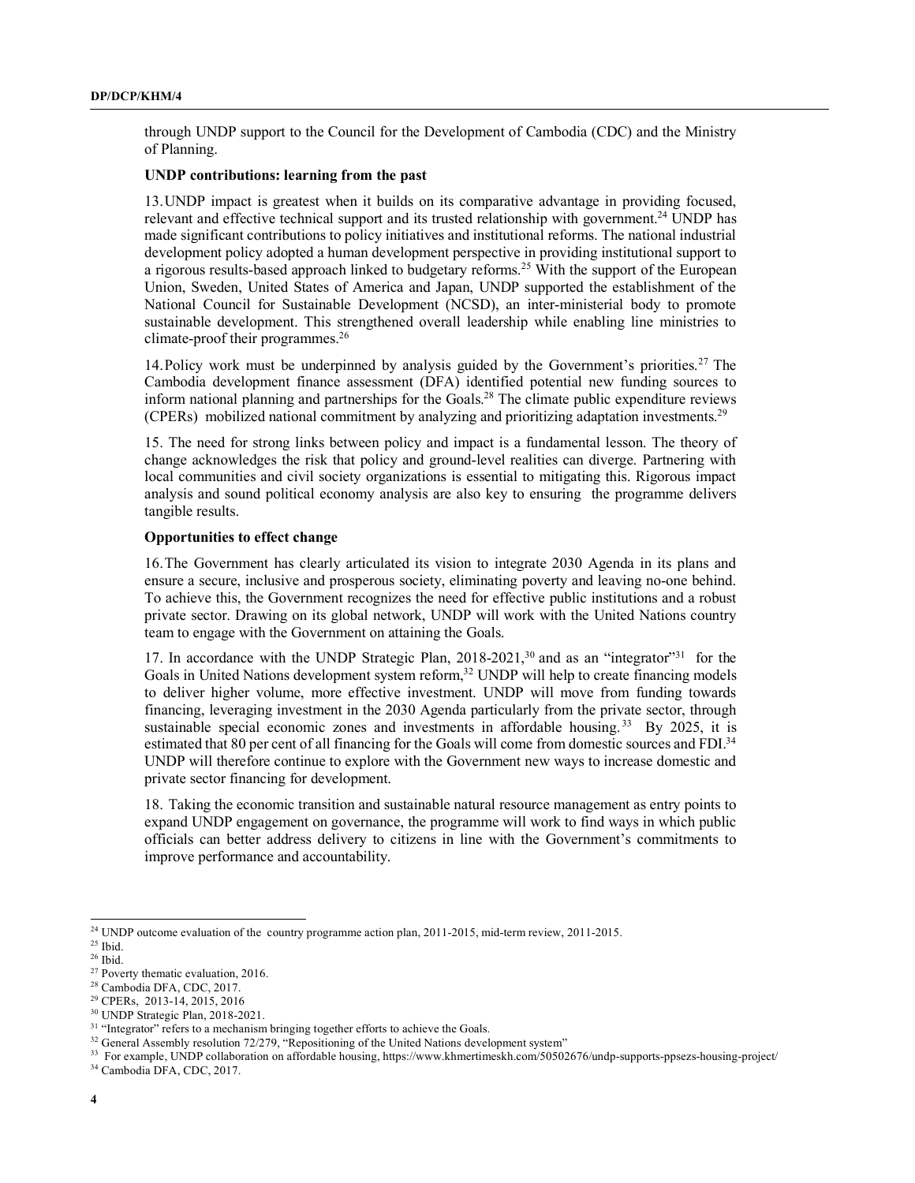through UNDP support to the Council for the Development of Cambodia (CDC) and the Ministry of Planning.

**UNDP contributions: learning from the past**

13. UNDP impact is greatest when it builds on its comparative advantage in providing focused, relevant and effective technical support and its trusted relationship with government.[24] UNDP has made significant contributions to policy initiatives and institutional reforms. The national industrial development policy adopted a human development perspective in providing institutional support to a rigorous results-based approach linked to budgetary reforms.[25] With the support of the European Union, Sweden, United States of America and Japan, UNDP supported the establishment of the National Council for Sustainable Development (NCSD), an inter-ministerial body to promote sustainable development. This strengthened overall leadership while enabling line ministries to climate-proof their programmes.[26]

14. Policy work must be underpinned by analysis guided by the Government's priorities.[27] The Cambodia development finance assessment (DFA) identified potential new funding sources to inform national planning and partnerships for the Goals.[28] The climate public expenditure reviews (CPERs) mobilized national commitment by analyzing and prioritizing adaptation investments.[29]

15. The need for strong links between policy and impact is a fundamental lesson. The theory of change acknowledges the risk that policy and ground-level realities can diverge. Partnering with local communities and civil society organizations is essential to mitigating this. Rigorous impact analysis and sound political economy analysis are also key to ensuring the programme delivers tangible results.

**Opportunities to effect change**

16. The Government has clearly articulated its vision to integrate 2030 Agenda in its plans and ensure a secure, inclusive and prosperous society, eliminating poverty and leaving no-one behind. To achieve this, the Government recognizes the need for effective public institutions and a robust private sector. Drawing on its global network, UNDP will work with the United Nations country team to engage with the Government on attaining the Goals.

17. In accordance with the UNDP Strategic Plan, 2018-2021,[30] and as an "integrator"[31] for the Goals in United Nations development system reform,[32] UNDP will help to create financing models to deliver higher volume, more effective investment. UNDP will move from funding towards financing, leveraging investment in the 2030 Agenda particularly from the private sector, through sustainable special economic zones and investments in affordable housing.[33] By 2025, it is estimated that 80 per cent of all financing for the Goals will come from domestic sources and FDI.[34] UNDP will therefore continue to explore with the Government new ways to increase domestic and private sector financing for development.

18. Taking the economic transition and sustainable natural resource management as entry points to expand UNDP engagement on governance, the programme will work to find ways in which public officials can better address delivery to citizens in line with the Government's commitments to improve performance and accountability.

---

[24] UNDP outcome evaluation of the country programme action plan, 2011-2015, mid-term review, 2011-2015.

[25] Ibid.

[26] Ibid.

[27] Poverty thematic evaluation, 2016.

[28] Cambodia DFA, CDC, 2017.

[29] CPERs, 2013-14, 2015, 2016

[30] UNDP Strategic Plan, 2018-2021.

[31] "Integrator" refers to a mechanism bringing together efforts to achieve the Goals.

[32] General Assembly resolution 72/279, "Repositioning of the United Nations development system"

[33] For example, UNDP collaboration on affordable housing, https://www.khmertimeskh.com/50502676/undp-supports-ppsezs-housing-project/

[34] Cambodia DFA, CDC, 2017.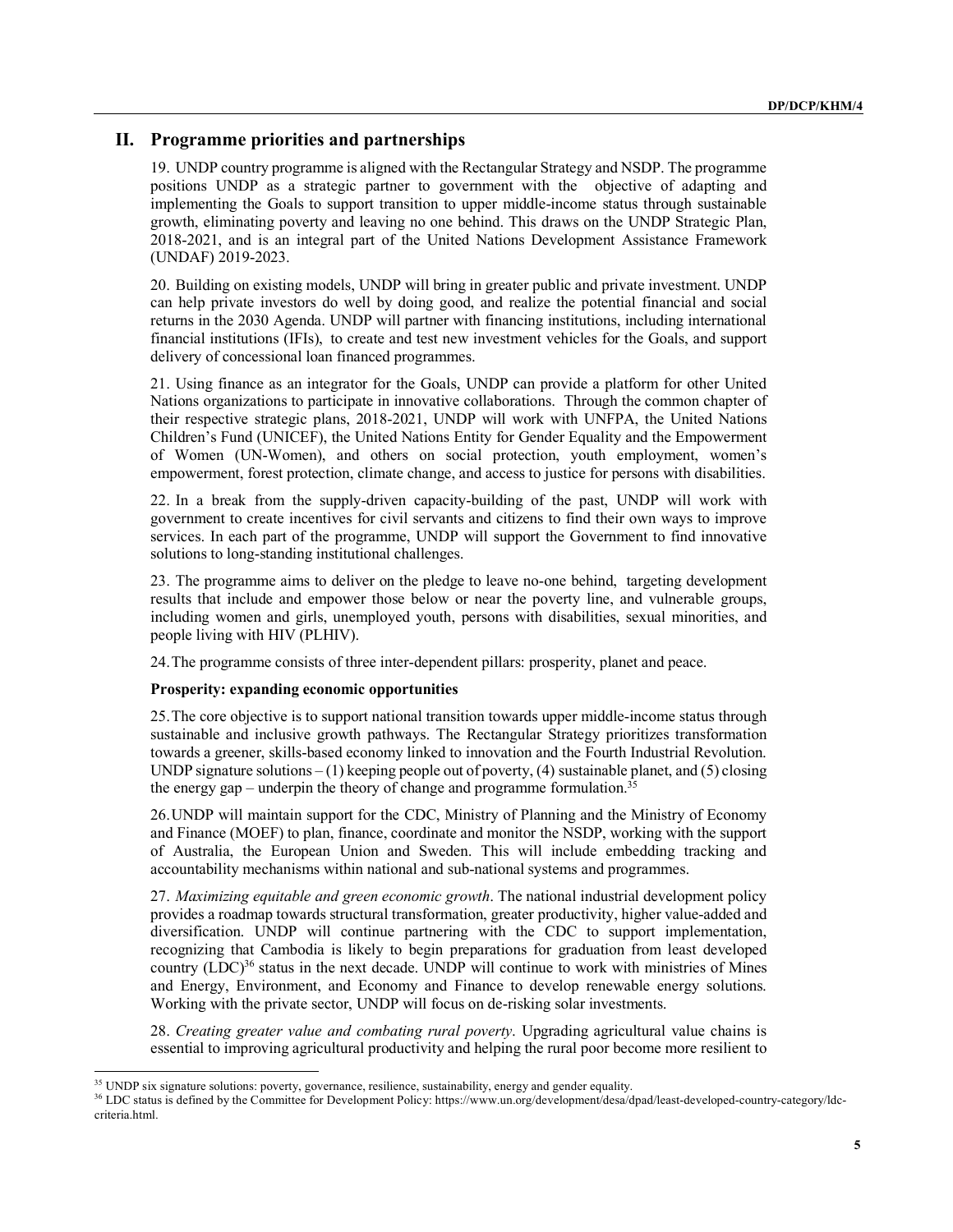## II. Programme priorities and partnerships

19. UNDP country programme is aligned with the Rectangular Strategy and NSDP. The programme positions UNDP as a strategic partner to government with the objective of adapting and implementing the Goals to support transition to upper middle-income status through sustainable growth, eliminating poverty and leaving no one behind. This draws on the UNDP Strategic Plan, 2018-2021, and is an integral part of the United Nations Development Assistance Framework (UNDAF) 2019-2023.

20. Building on existing models, UNDP will bring in greater public and private investment. UNDP can help private investors do well by doing good, and realize the potential financial and social returns in the 2030 Agenda. UNDP will partner with financing institutions, including international financial institutions (IFIs), to create and test new investment vehicles for the Goals, and support delivery of concessional loan financed programmes.

21. Using finance as an integrator for the Goals, UNDP can provide a platform for other United Nations organizations to participate in innovative collaborations. Through the common chapter of their respective strategic plans, 2018-2021, UNDP will work with UNFPA, the United Nations Children's Fund (UNICEF), the United Nations Entity for Gender Equality and the Empowerment of Women (UN-Women), and others on social protection, youth employment, women's empowerment, forest protection, climate change, and access to justice for persons with disabilities.

22. In a break from the supply-driven capacity-building of the past, UNDP will work with government to create incentives for civil servants and citizens to find their own ways to improve services. In each part of the programme, UNDP will support the Government to find innovative solutions to long-standing institutional challenges.

23. The programme aims to deliver on the pledge to leave no-one behind, targeting development results that include and empower those below or near the poverty line, and vulnerable groups, including women and girls, unemployed youth, persons with disabilities, sexual minorities, and people living with HIV (PLHIV).

24. The programme consists of three inter-dependent pillars: prosperity, planet and peace.

**Prosperity: expanding economic opportunities**

25. The core objective is to support national transition towards upper middle-income status through sustainable and inclusive growth pathways. The Rectangular Strategy prioritizes transformation towards a greener, skills-based economy linked to innovation and the Fourth Industrial Revolution. UNDP signature solutions – (1) keeping people out of poverty, (4) sustainable planet, and (5) closing the energy gap – underpin the theory of change and programme formulation.[35]

26. UNDP will maintain support for the CDC, Ministry of Planning and the Ministry of Economy and Finance (MOEF) to plan, finance, coordinate and monitor the NSDP, working with the support of Australia, the European Union and Sweden. This will include embedding tracking and accountability mechanisms within national and sub-national systems and programmes.

27. *Maximizing equitable and green economic growth*. The national industrial development policy provides a roadmap towards structural transformation, greater productivity, higher value-added and diversification. UNDP will continue partnering with the CDC to support implementation, recognizing that Cambodia is likely to begin preparations for graduation from least developed country (LDC)[36] status in the next decade. UNDP will continue to work with ministries of Mines and Energy, Environment, and Economy and Finance to develop renewable energy solutions. Working with the private sector, UNDP will focus on de-risking solar investments.

28. *Creating greater value and combating rural poverty*. Upgrading agricultural value chains is essential to improving agricultural productivity and helping the rural poor become more resilient to

---

[35] UNDP six signature solutions: poverty, governance, resilience, sustainability, energy and gender equality.

[36] LDC status is defined by the Committee for Development Policy: https://www.un.org/development/desa/dpad/least-developed-country-category/ldc-criteria.html.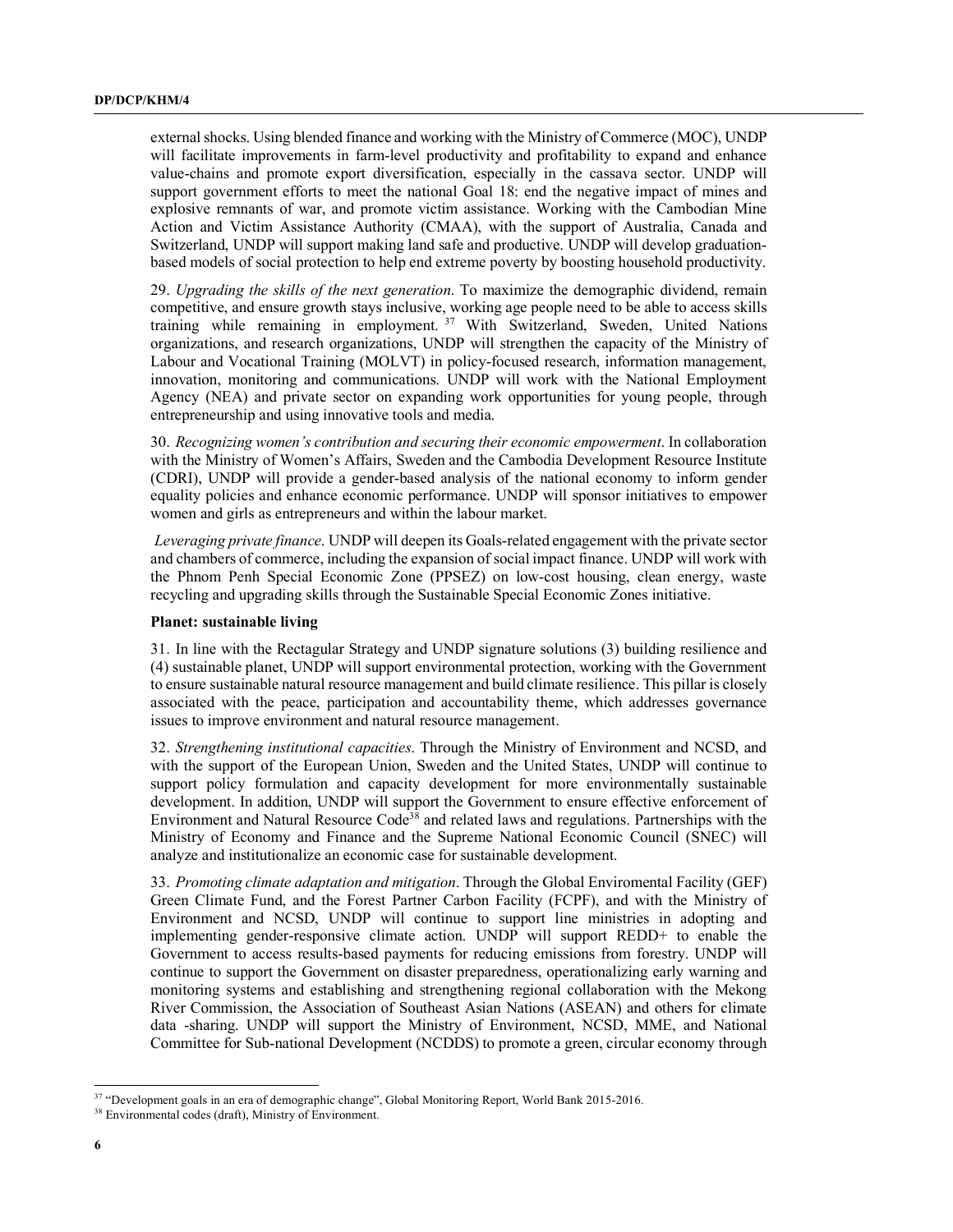external shocks. Using blended finance and working with the Ministry of Commerce (MOC), UNDP will facilitate improvements in farm-level productivity and profitability to expand and enhance value-chains and promote export diversification, especially in the cassava sector. UNDP will support government efforts to meet the national Goal 18: end the negative impact of mines and explosive remnants of war, and promote victim assistance. Working with the Cambodian Mine Action and Victim Assistance Authority (CMAA), with the support of Australia, Canada and Switzerland, UNDP will support making land safe and productive. UNDP will develop graduation-based models of social protection to help end extreme poverty by boosting household productivity.

29. *Upgrading the skills of the next generation*. To maximize the demographic dividend, remain competitive, and ensure growth stays inclusive, working age people need to be able to access skills training while remaining in employment.[37] With Switzerland, Sweden, United Nations organizations, and research organizations, UNDP will strengthen the capacity of the Ministry of Labour and Vocational Training (MOLVT) in policy-focused research, information management, innovation, monitoring and communications. UNDP will work with the National Employment Agency (NEA) and private sector on expanding work opportunities for young people, through entrepreneurship and using innovative tools and media.

30. *Recognizing women's contribution and securing their economic empowerment*. In collaboration with the Ministry of Women's Affairs, Sweden and the Cambodia Development Resource Institute (CDRI), UNDP will provide a gender-based analysis of the national economy to inform gender equality policies and enhance economic performance. UNDP will sponsor initiatives to empower women and girls as entrepreneurs and within the labour market.

*Leveraging private finance*. UNDP will deepen its Goals-related engagement with the private sector and chambers of commerce, including the expansion of social impact finance. UNDP will work with the Phnom Penh Special Economic Zone (PPSEZ) on low-cost housing, clean energy, waste recycling and upgrading skills through the Sustainable Special Economic Zones initiative.

**Planet: sustainable living**

31. In line with the Rectagular Strategy and UNDP signature solutions (3) building resilience and (4) sustainable planet, UNDP will support environmental protection, working with the Government to ensure sustainable natural resource management and build climate resilience. This pillar is closely associated with the peace, participation and accountability theme, which addresses governance issues to improve environment and natural resource management.

32. *Strengthening institutional capacities*. Through the Ministry of Environment and NCSD, and with the support of the European Union, Sweden and the United States, UNDP will continue to support policy formulation and capacity development for more environmentally sustainable development. In addition, UNDP will support the Government to ensure effective enforcement of Environment and Natural Resource Code[38] and related laws and regulations. Partnerships with the Ministry of Economy and Finance and the Supreme National Economic Council (SNEC) will analyze and institutionalize an economic case for sustainable development.

33. *Promoting climate adaptation and mitigation*. Through the Global Enviromental Facility (GEF) Green Climate Fund, and the Forest Partner Carbon Facility (FCPF), and with the Ministry of Environment and NCSD, UNDP will continue to support line ministries in adopting and implementing gender-responsive climate action. UNDP will support REDD+ to enable the Government to access results-based payments for reducing emissions from forestry. UNDP will continue to support the Government on disaster preparedness, operationalizing early warning and monitoring systems and establishing and strengthening regional collaboration with the Mekong River Commission, the Association of Southeast Asian Nations (ASEAN) and others for climate data -sharing. UNDP will support the Ministry of Environment, NCSD, MME, and National Committee for Sub-national Development (NCDDS) to promote a green, circular economy through

---

[37] "Development goals in an era of demographic change", Global Monitoring Report, World Bank 2015-2016.

[38] Environmental codes (draft), Ministry of Environment.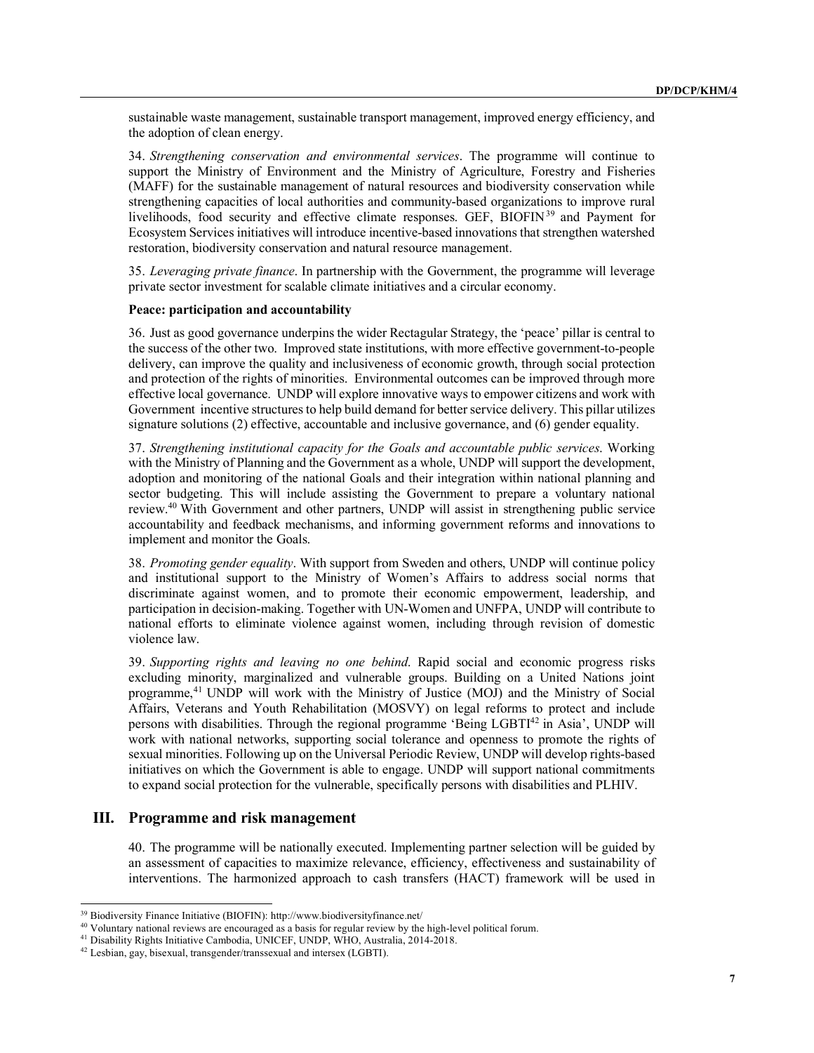sustainable waste management, sustainable transport management, improved energy efficiency, and the adoption of clean energy.

34. *Strengthening conservation and environmental services*. The programme will continue to support the Ministry of Environment and the Ministry of Agriculture, Forestry and Fisheries (MAFF) for the sustainable management of natural resources and biodiversity conservation while strengthening capacities of local authorities and community-based organizations to improve rural livelihoods, food security and effective climate responses. GEF, BIOFIN[39] and Payment for Ecosystem Services initiatives will introduce incentive-based innovations that strengthen watershed restoration, biodiversity conservation and natural resource management.

35. *Leveraging private finance*. In partnership with the Government, the programme will leverage private sector investment for scalable climate initiatives and a circular economy.

**Peace: participation and accountability**

36. Just as good governance underpins the wider Rectagular Strategy, the 'peace' pillar is central to the success of the other two. Improved state institutions, with more effective government-to-people delivery, can improve the quality and inclusiveness of economic growth, through social protection and protection of the rights of minorities. Environmental outcomes can be improved through more effective local governance. UNDP will explore innovative ways to empower citizens and work with Government incentive structures to help build demand for better service delivery. This pillar utilizes signature solutions (2) effective, accountable and inclusive governance, and (6) gender equality.

37. *Strengthening institutional capacity for the Goals and accountable public services*. Working with the Ministry of Planning and the Government as a whole, UNDP will support the development, adoption and monitoring of the national Goals and their integration within national planning and sector budgeting. This will include assisting the Government to prepare a voluntary national review.[40] With Government and other partners, UNDP will assist in strengthening public service accountability and feedback mechanisms, and informing government reforms and innovations to implement and monitor the Goals.

38. *Promoting gender equality*. With support from Sweden and others, UNDP will continue policy and institutional support to the Ministry of Women's Affairs to address social norms that discriminate against women, and to promote their economic empowerment, leadership, and participation in decision-making. Together with UN-Women and UNFPA, UNDP will contribute to national efforts to eliminate violence against women, including through revision of domestic violence law.

39. *Supporting rights and leaving no one behind*. Rapid social and economic progress risks excluding minority, marginalized and vulnerable groups. Building on a United Nations joint programme,[41] UNDP will work with the Ministry of Justice (MOJ) and the Ministry of Social Affairs, Veterans and Youth Rehabilitation (MOSVY) on legal reforms to protect and include persons with disabilities. Through the regional programme 'Being LGBTI[42] in Asia', UNDP will work with national networks, supporting social tolerance and openness to promote the rights of sexual minorities. Following up on the Universal Periodic Review, UNDP will develop rights-based initiatives on which the Government is able to engage. UNDP will support national commitments to expand social protection for the vulnerable, specifically persons with disabilities and PLHIV.

## III. Programme and risk management

40. The programme will be nationally executed. Implementing partner selection will be guided by an assessment of capacities to maximize relevance, efficiency, effectiveness and sustainability of interventions. The harmonized approach to cash transfers (HACT) framework will be used in

---

[39] Biodiversity Finance Initiative (BIOFIN): http://www.biodiversityfinance.net/

[40] Voluntary national reviews are encouraged as a basis for regular review by the high-level political forum.

[41] Disability Rights Initiative Cambodia, UNICEF, UNDP, WHO, Australia, 2014-2018.

[42] Lesbian, gay, bisexual, transgender/transsexual and intersex (LGBTI).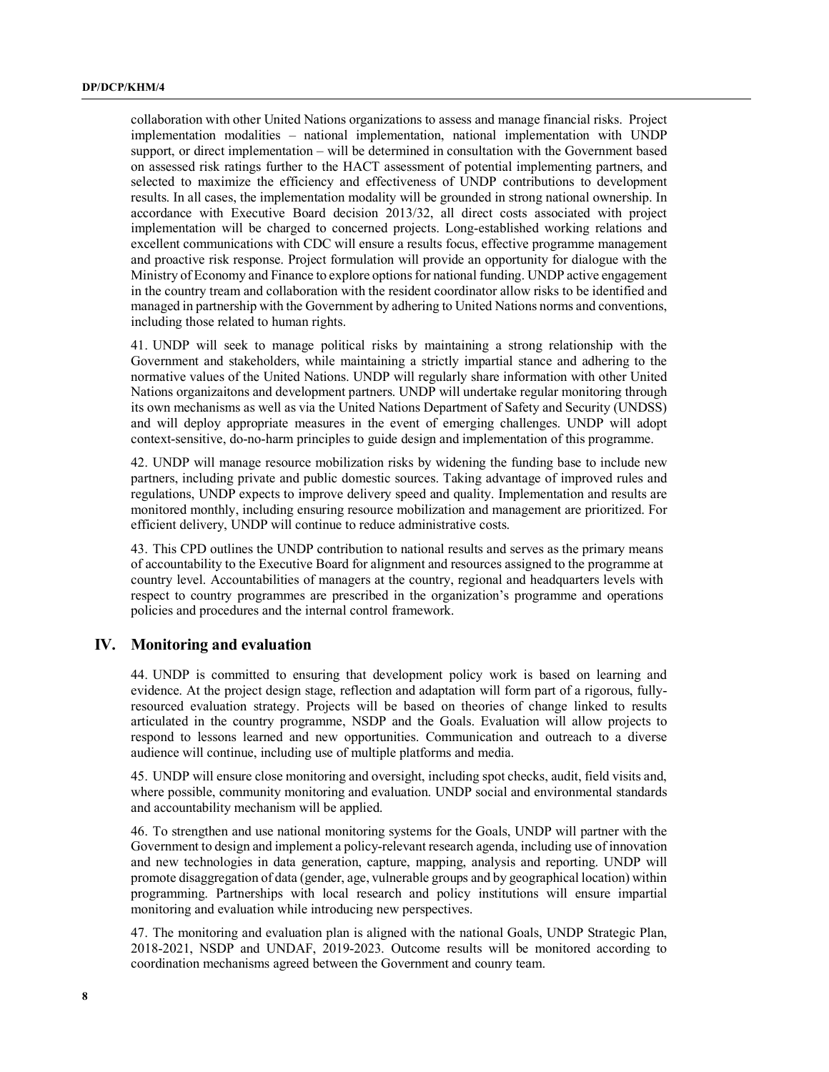collaboration with other United Nations organizations to assess and manage financial risks. Project implementation modalities – national implementation, national implementation with UNDP support, or direct implementation – will be determined in consultation with the Government based on assessed risk ratings further to the HACT assessment of potential implementing partners, and selected to maximize the efficiency and effectiveness of UNDP contributions to development results. In all cases, the implementation modality will be grounded in strong national ownership. In accordance with Executive Board decision 2013/32, all direct costs associated with project implementation will be charged to concerned projects. Long-established working relations and excellent communications with CDC will ensure a results focus, effective programme management and proactive risk response. Project formulation will provide an opportunity for dialogue with the Ministry of Economy and Finance to explore options for national funding. UNDP active engagement in the country tream and collaboration with the resident coordinator allow risks to be identified and managed in partnership with the Government by adhering to United Nations norms and conventions, including those related to human rights.

41. UNDP will seek to manage political risks by maintaining a strong relationship with the Government and stakeholders, while maintaining a strictly impartial stance and adhering to the normative values of the United Nations. UNDP will regularly share information with other United Nations organizaitons and development partners. UNDP will undertake regular monitoring through its own mechanisms as well as via the United Nations Department of Safety and Security (UNDSS) and will deploy appropriate measures in the event of emerging challenges. UNDP will adopt context-sensitive, do-no-harm principles to guide design and implementation of this programme.

42. UNDP will manage resource mobilization risks by widening the funding base to include new partners, including private and public domestic sources. Taking advantage of improved rules and regulations, UNDP expects to improve delivery speed and quality. Implementation and results are monitored monthly, including ensuring resource mobilization and management are prioritized. For efficient delivery, UNDP will continue to reduce administrative costs.

43. This CPD outlines the UNDP contribution to national results and serves as the primary means of accountability to the Executive Board for alignment and resources assigned to the programme at country level. Accountabilities of managers at the country, regional and headquarters levels with respect to country programmes are prescribed in the organization's programme and operations policies and procedures and the internal control framework.

## IV. Monitoring and evaluation

44. UNDP is committed to ensuring that development policy work is based on learning and evidence. At the project design stage, reflection and adaptation will form part of a rigorous, fully-resourced evaluation strategy. Projects will be based on theories of change linked to results articulated in the country programme, NSDP and the Goals. Evaluation will allow projects to respond to lessons learned and new opportunities. Communication and outreach to a diverse audience will continue, including use of multiple platforms and media.

45. UNDP will ensure close monitoring and oversight, including spot checks, audit, field visits and, where possible, community monitoring and evaluation. UNDP social and environmental standards and accountability mechanism will be applied.

46. To strengthen and use national monitoring systems for the Goals, UNDP will partner with the Government to design and implement a policy-relevant research agenda, including use of innovation and new technologies in data generation, capture, mapping, analysis and reporting. UNDP will promote disaggregation of data (gender, age, vulnerable groups and by geographical location) within programming. Partnerships with local research and policy institutions will ensure impartial monitoring and evaluation while introducing new perspectives.

47. The monitoring and evaluation plan is aligned with the national Goals, UNDP Strategic Plan, 2018-2021, NSDP and UNDAF, 2019-2023. Outcome results will be monitored according to coordination mechanisms agreed between the Government and counry team.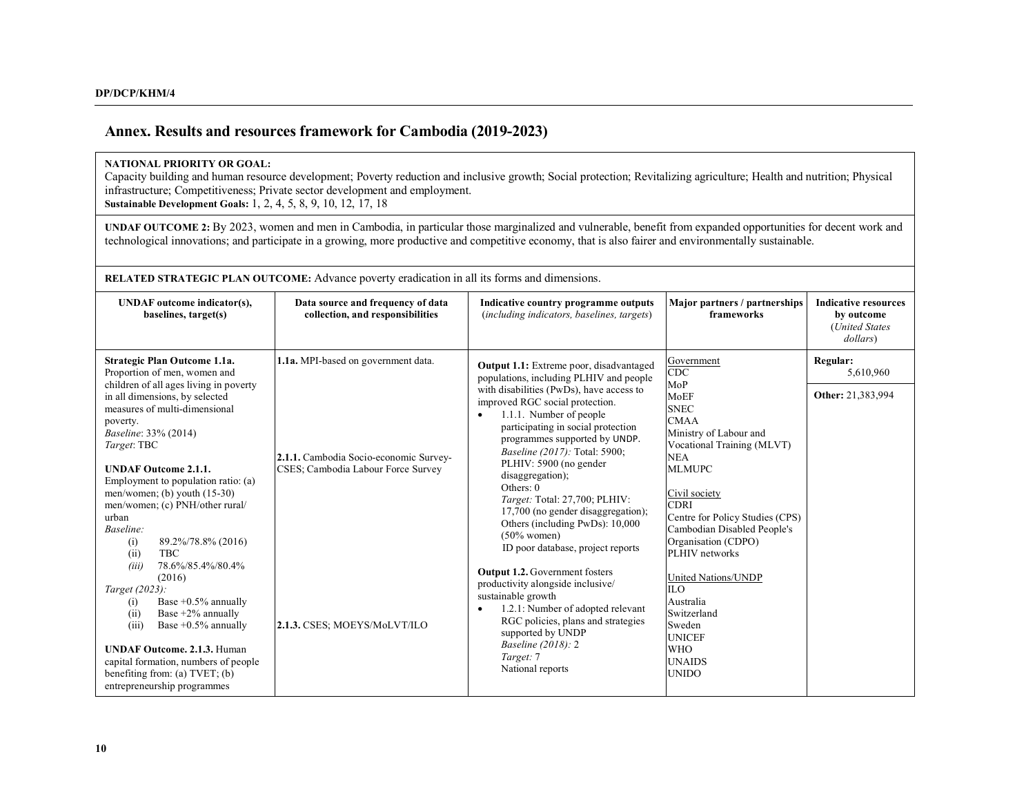## Annex. Results and resources framework for Cambodia (2019-2023)

**NATIONAL PRIORITY OR GOAL:**
Capacity building and human resource development; Poverty reduction and inclusive growth; Social protection; Revitalizing agriculture; Health and nutrition; Physical infrastructure; Competitiveness; Private sector development and employment.
**Sustainable Development Goals:** 1, 2, 4, 5, 8, 9, 10, 12, 17, 18

**UNDAF OUTCOME 2:** By 2023, women and men in Cambodia, in particular those marginalized and vulnerable, benefit from expanded opportunities for decent work and technological innovations; and participate in a growing, more productive and competitive economy, that is also fairer and environmentally sustainable.

**RELATED STRATEGIC PLAN OUTCOME:** Advance poverty eradication in all its forms and dimensions.

| UNDAF outcome indicator(s), baselines, target(s) | Data source and frequency of data collection, and responsibilities | Indicative country programme outputs (*including indicators, baselines, targets*) | Major partners / partnerships frameworks | Indicative resources by outcome (*United States dollars*) |
|---|---|---|---|---|
| **Strategic Plan Outcome 1.1a.** Proportion of men, women and children of all ages living in poverty in all dimensions, by selected measures of multi-dimensional poverty.<br>*Baseline*: 33% (2014)<br>*Target*: TBC<br><br>**UNDAF Outcome 2.1.1.** Employment to population ratio: (a) men/women; (b) youth (15-30) men/women; (c) PNH/other rural/ urban<br>*Baseline:*<br>(i) 89.2%/78.8% (2016)<br>(ii) TBC<br>*(iii)* 78.6%/85.4%/80.4% (2016)<br>*Target (2023):*<br>(i) Base +0.5% annually<br>(ii) Base +2% annually<br>(iii) Base +0.5% annually<br><br>**UNDAF Outcome. 2.1.3.** Human capital formation, numbers of people benefiting from: (a) TVET; (b) entrepreneurship programmes | **1.1a.** MPI-based on government data.<br><br>**2.1.1.** Cambodia Socio-economic Survey-CSES; Cambodia Labour Force Survey<br><br>**2.1.3.** CSES; MOEYS/MoLVT/ILO | **Output 1.1:** Extreme poor, disadvantaged populations, including PLHIV and people with disabilities (PwDs), have access to improved RGC social protection.<br>• 1.1.1. Number of people participating in social protection programmes supported by UNDP.<br>*Baseline (2017):* Total: 5900; PLHIV: 5900 (no gender disaggregation);<br>Others: 0<br>*Target:* Total: 27,700; PLHIV: 17,700 (no gender disaggregation); Others (including PwDs): 10,000 (50% women)<br>ID poor database, project reports<br><br>**Output 1.2.** Government fosters productivity alongside inclusive/ sustainable growth<br>• 1.2.1: Number of adopted relevant RGC policies, plans and strategies supported by UNDP<br>*Baseline (2018):* 2<br>*Target:* 7<br>National reports | Government<br>CDC<br>MoP<br>MoEF<br>SNEC<br>CMAA<br>Ministry of Labour and Vocational Training (MLVT)<br>NEA<br>MLMUPC<br><br>Civil society<br>CDRI<br>Centre for Policy Studies (CPS)<br>Cambodian Disabled People's Organisation (CDPO)<br>PLHIV networks<br><br>United Nations/UNDP<br>ILO<br>Australia<br>Switzerland<br>Sweden<br>UNICEF<br>WHO<br>UNAIDS<br>UNIDO | **Regular:** 5,610,960<br><br>**Other:** 21,383,994 |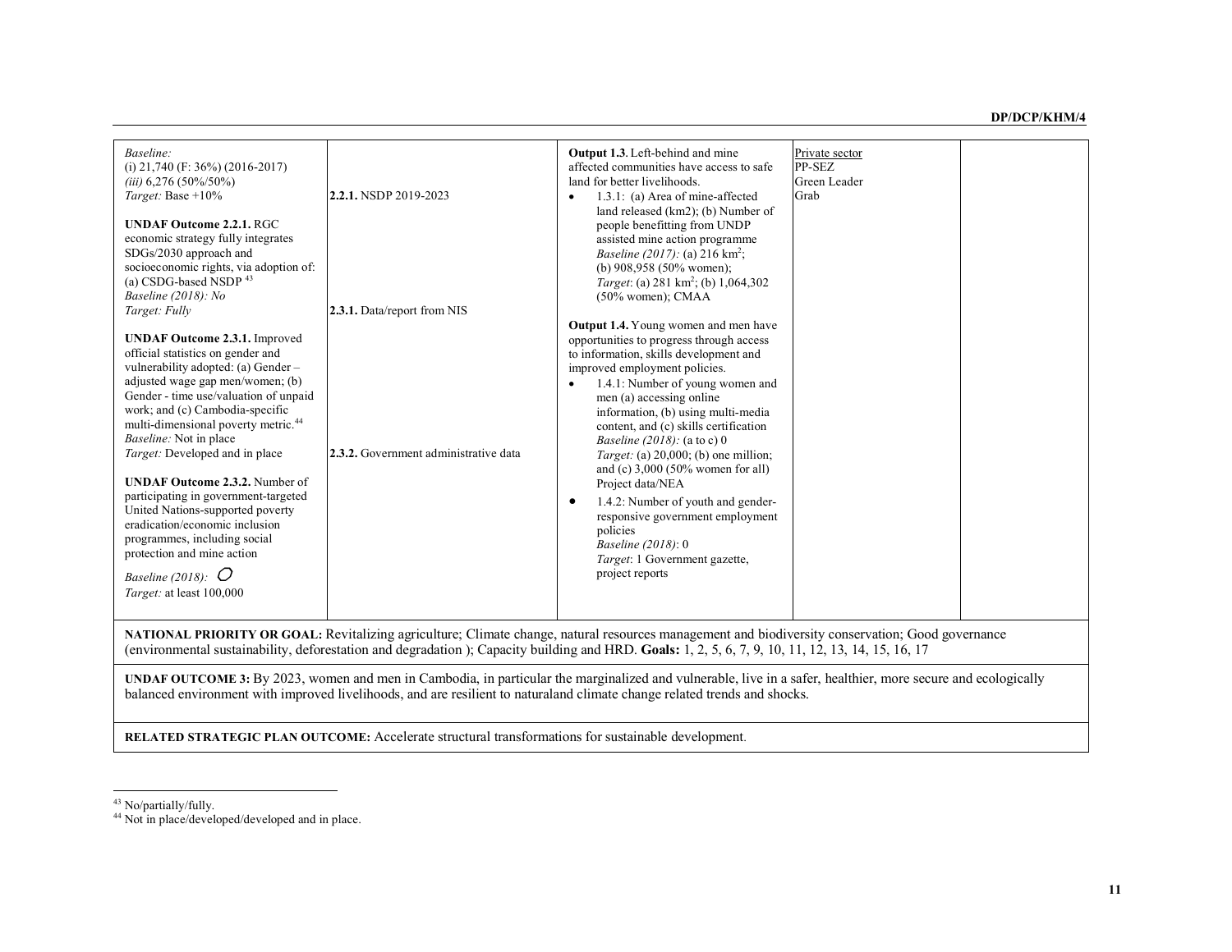| | | | | |
|---|---|---|---|---|
| *Baseline:*<br>(i) 21,740 (F: 36%) (2016-2017)<br>*(iii)* 6,276 (50%/50%)<br>*Target:* Base +10%<br><br>**UNDAF Outcome 2.2.1.** RGC economic strategy fully integrates SDGs/2030 approach and socioeconomic rights, via adoption of: (a) CSDG-based NSDP [43]<br>*Baseline (2018): No*<br>*Target: Fully*<br><br>**UNDAF Outcome 2.3.1.** Improved official statistics on gender and vulnerability adopted: (a) Gender – adjusted wage gap men/women; (b) Gender - time use/valuation of unpaid work; and (c) Cambodia-specific multi-dimensional poverty metric.[44]<br>*Baseline:* Not in place<br>*Target:* Developed and in place<br><br>**UNDAF Outcome 2.3.2.** Number of participating in government-targeted United Nations-supported poverty eradication/economic inclusion programmes, including social protection and mine action<br>*Baseline (2018):* O<br>*Target:* at least 100,000 | **2.2.1.** NSDP 2019-2023<br><br>**2.3.1.** Data/report from NIS<br><br>**2.3.2.** Government administrative data | **Output 1.3**. Left-behind and mine affected communities have access to safe land for better livelihoods.<br>• 1.3.1: (a) Area of mine-affected land released (km2); (b) Number of people benefitting from UNDP assisted mine action programme<br>*Baseline (2017):* (a) 216 km$^2$;<br>(b) 908,958 (50% women);<br>*Target*: (a) 281 km$^2$; (b) 1,064,302 (50% women); CMAA<br><br>**Output 1.4.** Young women and men have opportunities to progress through access to information, skills development and improved employment policies.<br>• 1.4.1: Number of young women and men (a) accessing online information, (b) using multi-media content, and (c) skills certification<br>*Baseline (2018):* (a to c) 0<br>*Target:* (a) 20,000; (b) one million; and (c) 3,000 (50% women for all) Project data/NEA<br>• 1.4.2: Number of youth and gender-responsive government employment policies<br>*Baseline (2018)*: 0<br>*Target*: 1 Government gazette, project reports | Private sector<br>PP-SEZ<br>Green Leader<br>Grab | |
| **NATIONAL PRIORITY OR GOAL:** Revitalizing agriculture; Climate change, natural resources management and biodiversity conservation; Good governance (environmental sustainability, deforestation and degradation ); Capacity building and HRD. **Goals:** 1, 2, 5, 6, 7, 9, 10, 11, 12, 13, 14, 15, 16, 17 | | | | |
| **UNDAF OUTCOME 3:** By 2023, women and men in Cambodia, in particular the marginalized and vulnerable, live in a safer, healthier, more secure and ecologically balanced environment with improved livelihoods, and are resilient to naturaland climate change related trends and shocks. | | | | |
| **RELATED STRATEGIC PLAN OUTCOME:** Accelerate structural transformations for sustainable development. | | | | |

[43] No/partially/fully.

[44] Not in place/developed/developed and in place.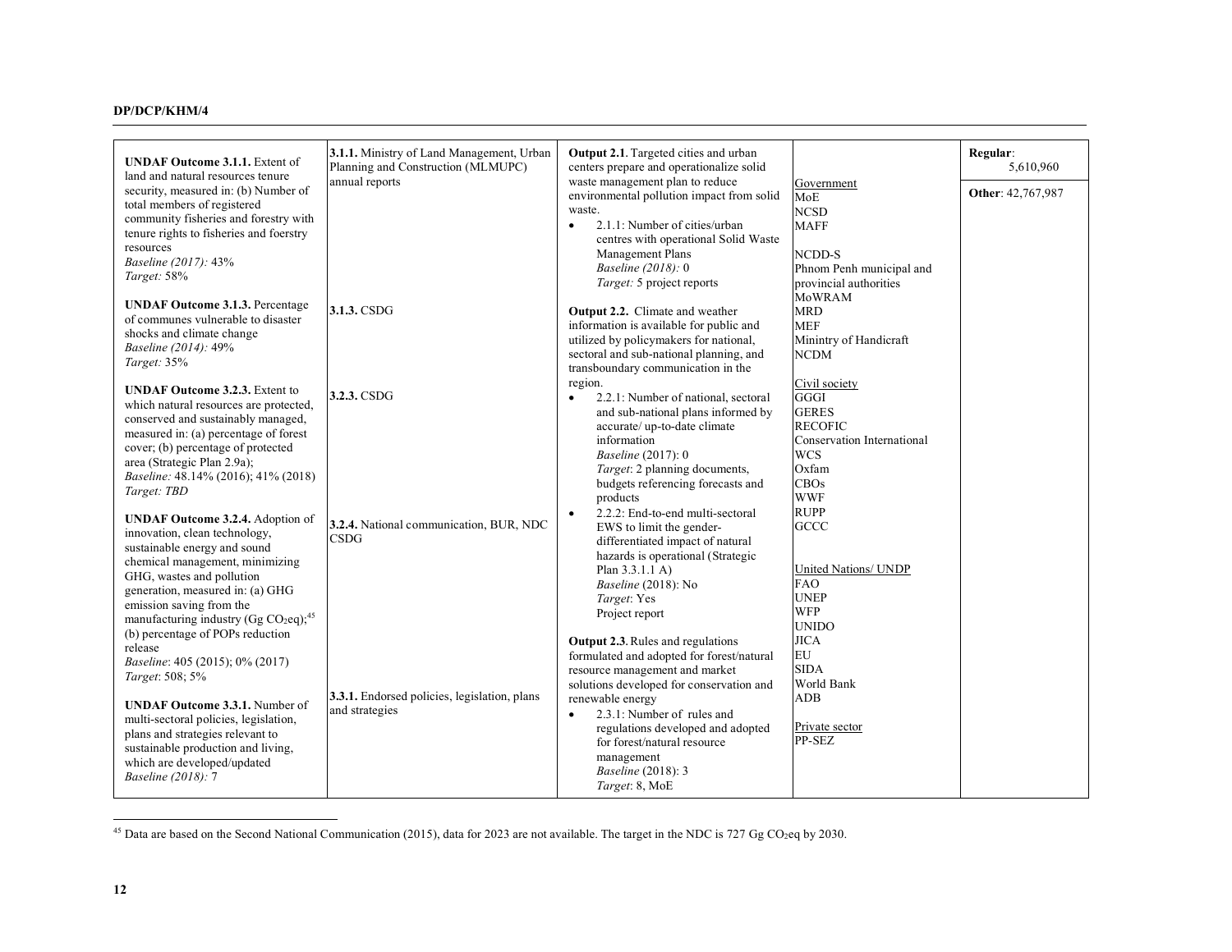| | | | | |
|---|---|---|---|---|
| **UNDAF Outcome 3.1.1.** Extent of land and natural resources tenure security, measured in: (b) Number of total members of registered community fisheries and forestry with tenure rights to fisheries and foerstry resources<br>*Baseline (2017):* 43%<br>*Target:* 58%<br><br>**UNDAF Outcome 3.1.3.** Percentage of communes vulnerable to disaster shocks and climate change<br>*Baseline (2014):* 49%<br>*Target:* 35%<br><br>**UNDAF Outcome 3.2.3.** Extent to which natural resources are protected, conserved and sustainably managed, measured in: (a) percentage of forest cover; (b) percentage of protected area (Strategic Plan 2.9a);<br>*Baseline:* 48.14% (2016); 41% (2018)<br>*Target: TBD*<br><br>**UNDAF Outcome 3.2.4.** Adoption of innovation, clean technology, sustainable energy and sound chemical management, minimizing GHG, wastes and pollution generation, measured in: (a) GHG emission saving from the manufacturing industry (Gg $CO_2$eq);[45] (b) percentage of POPs reduction release<br>*Baseline*: 405 (2015); 0% (2017)<br>*Target*: 508; 5%<br><br>**UNDAF Outcome 3.3.1.** Number of multi-sectoral policies, legislation, plans and strategies relevant to sustainable production and living, which are developed/updated<br>*Baseline (2018):* 7 | **3.1.1.** Ministry of Land Management, Urban Planning and Construction (MLMUPC) annual reports<br><br>**3.1.3.** CSDG<br><br>**3.2.3.** CSDG<br><br>**3.2.4.** National communication, BUR, NDC CSDG<br><br>**3.3.1.** Endorsed policies, legislation, plans and strategies | **Output 2.1**. Targeted cities and urban centers prepare and operationalize solid waste management plan to reduce environmental pollution impact from solid waste.<br>• 2.1.1: Number of cities/urban centres with operational Solid Waste Management Plans<br>*Baseline (2018):* 0<br>*Target:* 5 project reports<br><br>**Output 2.2.** Climate and weather information is available for public and utilized by policymakers for national, sectoral and sub-national planning, and transboundary communication in the region.<br>• 2.2.1: Number of national, sectoral and sub-national plans informed by accurate/ up-to-date climate information<br>*Baseline* (2017): 0<br>*Target*: 2 planning documents, budgets referencing forecasts and products<br>• 2.2.2: End-to-end multi-sectoral EWS to limit the gender-differentiated impact of natural hazards is operational (Strategic Plan 3.3.1.1 A)<br>*Baseline* (2018): No<br>*Target*: Yes<br>Project report<br><br>**Output 2.3**. Rules and regulations formulated and adopted for forest/natural resource management and market solutions developed for conservation and renewable energy<br>• 2.3.1: Number of rules and regulations developed and adopted for forest/natural resource management<br>*Baseline* (2018): 3<br>*Target*: 8, MoE | <u>Government</u><br>MoE<br>NCSD<br>MAFF<br><br>NCDD-S<br>Phnom Penh municipal and provincial authorities<br>MoWRAM<br>MRD<br>MEF<br>Minintry of Handicraft<br>NCDM<br><br><u>Civil society</u><br>GGGI<br>GERES<br>RECOFIC<br>Conservation International<br>WCS<br>Oxfam<br>CBOs<br>WWF<br>RUPP<br>GCCC<br><br><u>United Nations/ UNDP</u><br>FAO<br>UNEP<br>WFP<br>UNIDO<br>JICA<br>EU<br>SIDA<br>World Bank<br>ADB<br><br><u>Private sector</u><br>PP-SEZ | **Regular**: 5,610,960<br><br>**Other**: 42,767,987 |

[45] Data are based on the Second National Communication (2015), data for 2023 are not available. The target in the NDC is 727 Gg $CO_2$eq by 2030.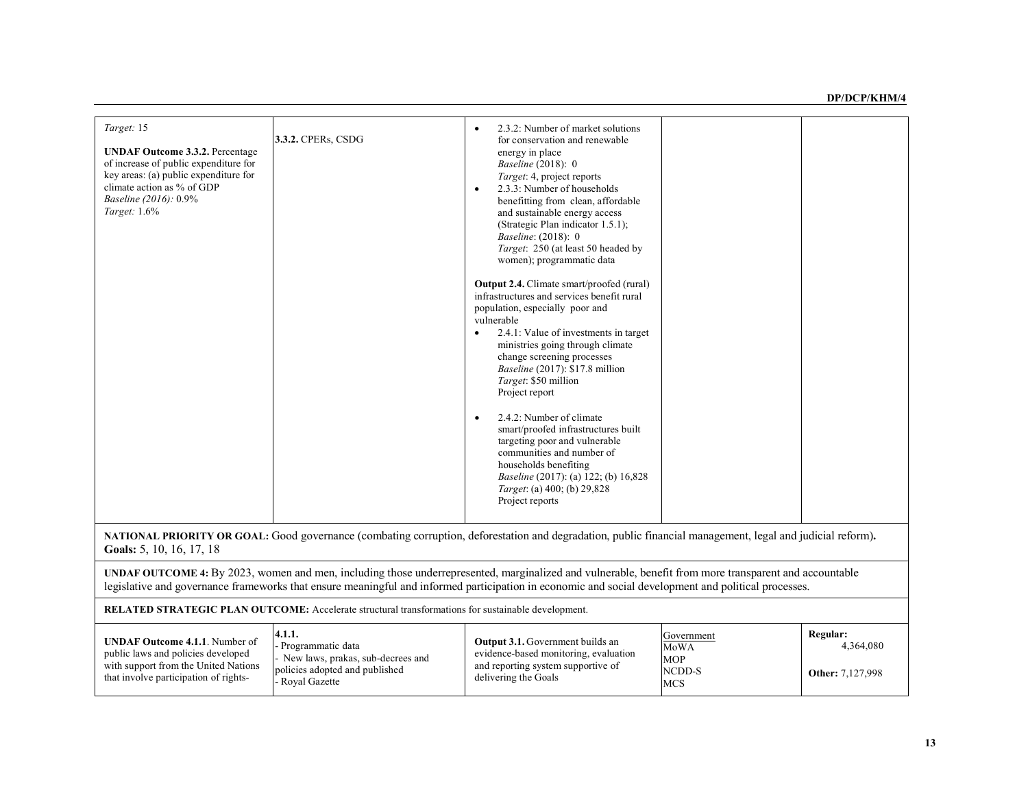| | | | | |
|---|---|---|---|---|
| *Target:* 15<br><br>**UNDAF Outcome 3.3.2.** Percentage of increase of public expenditure for key areas: (a) public expenditure for climate action as % of GDP<br>*Baseline (2016):* 0.9%<br>*Target:* 1.6% | **3.3.2.** CPERs, CSDG | • 2.3.2: Number of market solutions for conservation and renewable energy in place<br>*Baseline* (2018): 0<br>*Target*: 4, project reports<br>• 2.3.3: Number of households benefitting from clean, affordable and sustainable energy access (Strategic Plan indicator 1.5.1);<br>*Baseline*: (2018): 0<br>*Target*: 250 (at least 50 headed by women); programmatic data<br><br>**Output 2.4.** Climate smart/proofed (rural) infrastructures and services benefit rural population, especially poor and vulnerable<br>• 2.4.1: Value of investments in target ministries going through climate change screening processes<br>*Baseline* (2017): $17.8 million<br>*Target*: $50 million<br>Project report<br><br>• 2.4.2: Number of climate smart/proofed infrastructures built targeting poor and vulnerable communities and number of households benefiting<br>*Baseline* (2017): (a) 122; (b) 16,828<br>*Target*: (a) 400; (b) 29,828<br>Project reports | | |
| **NATIONAL PRIORITY OR GOAL:** Good governance (combating corruption, deforestation and degradation, public financial management, legal and judicial reform). **Goals:** 5, 10, 16, 17, 18 | | | | |
| **UNDAF OUTCOME 4:** By 2023, women and men, including those underrepresented, marginalized and vulnerable, benefit from more transparent and accountable legislative and governance frameworks that ensure meaningful and informed participation in economic and social development and political processes. | | | | |
| **RELATED STRATEGIC PLAN OUTCOME:** Accelerate structural transformations for sustainable development. | | | | |
| **UNDAF Outcome 4.1.1**. Number of public laws and policies developed with support from the United Nations that involve participation of rights- | **4.1.1.**<br>- Programmatic data<br>- New laws, prakas, sub-decrees and policies adopted and published<br>- Royal Gazette | **Output 3.1.** Government builds an evidence-based monitoring, evaluation and reporting system supportive of delivering the Goals | Government<br>MoWA<br>MOP<br>NCDD-S<br>MCS | **Regular:** 4,364,080<br><br>**Other:** 7,127,998 |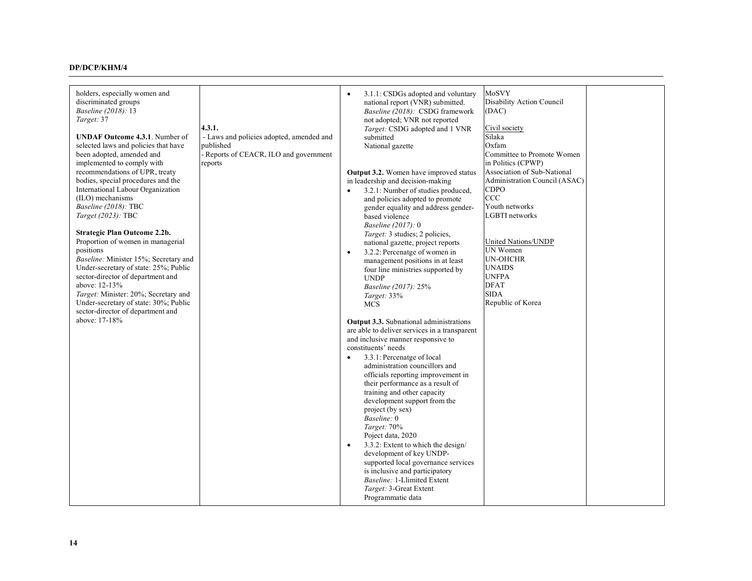| | | | | |
|---|---|---|---|---|
| holders, especially women and discriminated groups<br>*Baseline (2018):* 13<br>*Target:* 37<br><br>**UNDAF Outcome 4.3.1**. Number of selected laws and policies that have been adopted, amended and implemented to comply with recommendations of UPR, treaty bodies, special procedures and the International Labour Organization (ILO) mechanisms<br>*Baseline (2018):* TBC<br>*Target (2023):* TBC<br><br>**Strategic Plan Outcome 2.2b.** Proportion of women in managerial positions<br>*Baseline:* Minister 15%; Secretary and Under-secretary of state: 25%; Public sector-director of department and above: 12-13%<br>*Target:* Minister: 20%; Secretary and Under-secretary of state: 30%; Public sector-director of department and above: 17-18% | **4.3.1.**<br>- Laws and policies adopted, amended and published<br>- Reports of CEACR, ILO and government reports | • 3.1.1: CSDGs adopted and voluntary national report (VNR) submitted.<br>*Baseline (2018):* CSDG framework not adopted; VNR not reported<br>*Target:* CSDG adopted and 1 VNR submitted<br>National gazette<br><br>**Output 3.2.** Women have improved status in leadership and decision-making<br>• 3.2.1: Number of studies produced, and policies adopted to promote gender equality and address gender-based violence<br>*Baseline (2017):* 0<br>*Target:* 3 studies; 2 policies, national gazette, project reports<br>• 3.2.2: Percenatge of women in management positions in at least four line ministries supported by UNDP<br>*Baseline (2017):* 25%<br>*Target:* 33%<br>MCS<br><br>**Output 3.3.** Subnational administrations are able to deliver services in a transparent and inclusive manner responsive to constituents' needs<br>• 3.3.1: Percenatge of local administration councillors and officials reporting improvement in their performance as a result of training and other capacity development support from the project (by sex)<br>*Baseline:* 0<br>*Target:* 70%<br>Poject data, 2020<br>• 3.3.2: Extent to which the design/ development of key UNDP-supported local governance services is inclusive and participatory<br>*Baseline:* 1-Llimited Extent<br>*Target:* 3-Great Extent<br>Programmatic data | MoSVY<br>Disability Action Council (DAC)<br><br>Civil society<br>Silaka<br>Oxfam<br>Committee to Promote Women in Politics (CPWP)<br>Association of Sub-National Administration Council (ASAC)<br>CDPO<br>CCC<br>Youth networks<br>LGBTI networks<br><br>United Nations/UNDP<br>UN Women<br>UN-OHCHR<br>UNAIDS<br>UNFPA<br>DFAT<br>SIDA<br>Republic of Korea | |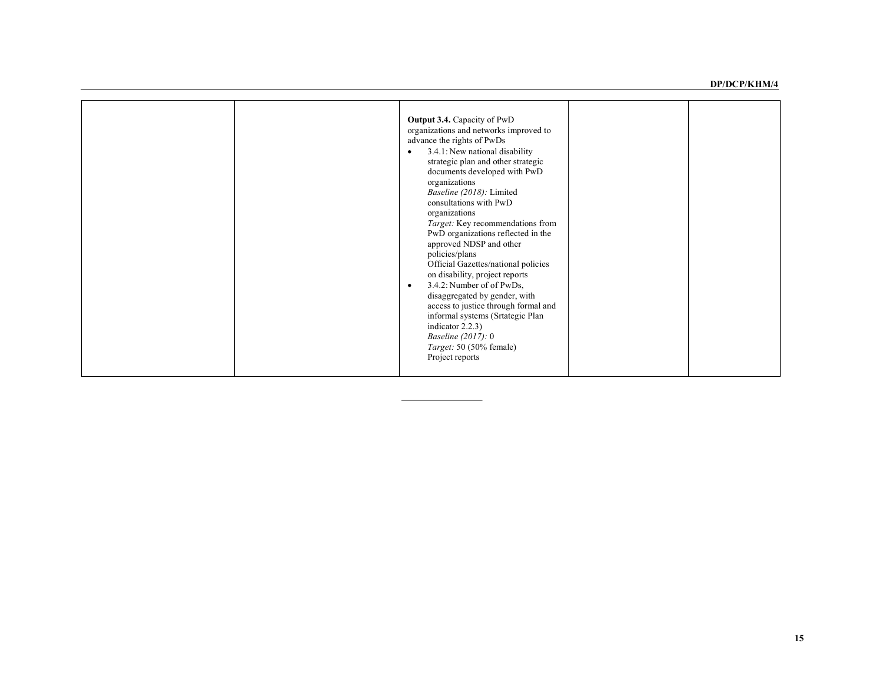| | | | | |
|---|---|---|---|---|
| | | **Output 3.4.** Capacity of PwD organizations and networks improved to advance the rights of PwDs<br>• 3.4.1: New national disability strategic plan and other strategic documents developed with PwD organizations<br>*Baseline (2018):* Limited consultations with PwD organizations<br>*Target:* Key recommendations from PwD organizations reflected in the approved NDSP and other policies/plans<br>Official Gazettes/national policies on disability, project reports<br>• 3.4.2: Number of of PwDs, disaggregated by gender, with access to justice through formal and informal systems (Srtategic Plan indicator 2.2.3)<br>*Baseline (2017):* 0<br>*Target:* 50 (50% female)<br>Project reports | | |